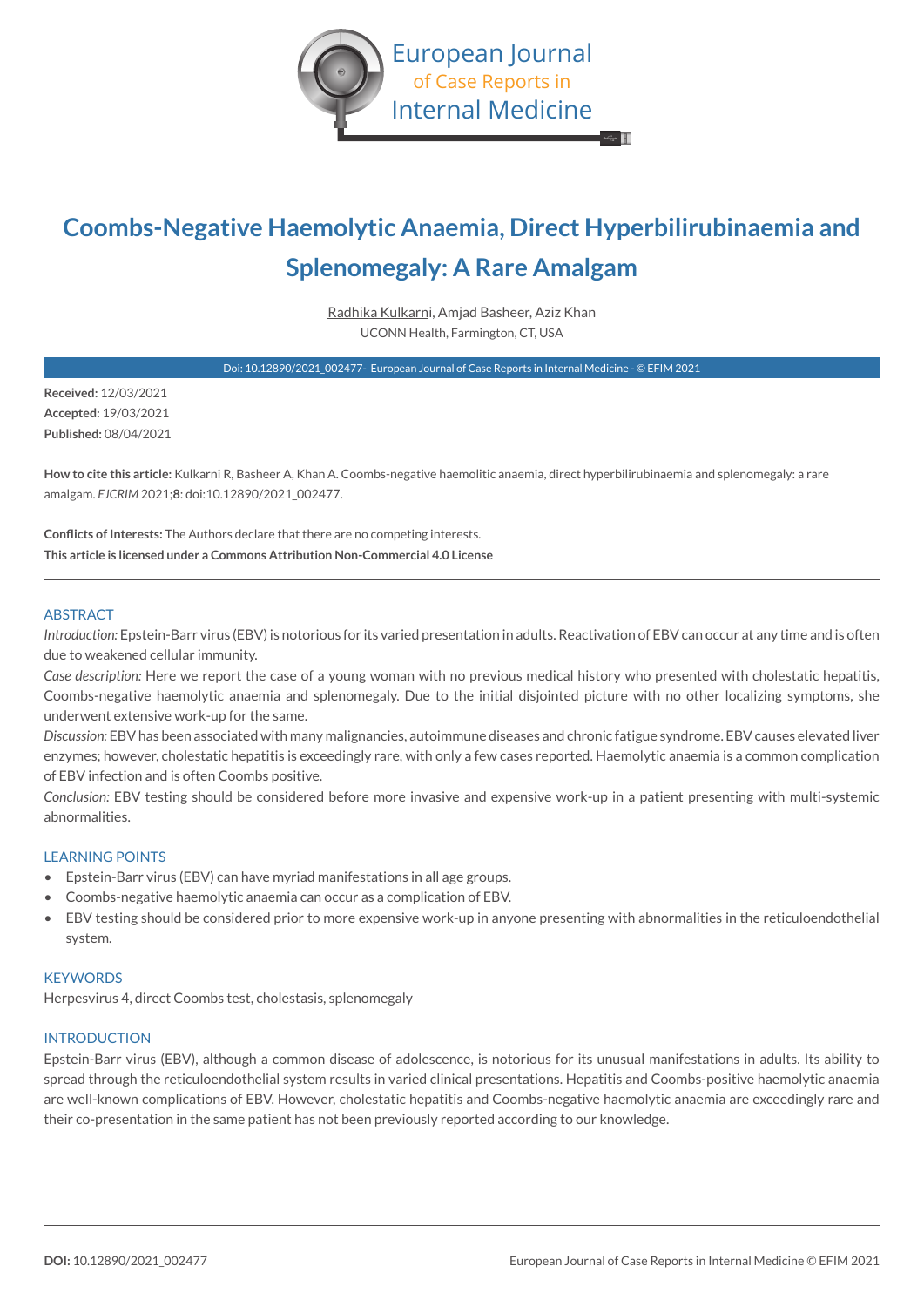European Journal of Case Reports in Internal Medicine

# Coombs-Negative Haemolytic Anaemia, Direct Hyperbilirubinaemia and Splenomegaly: A Rare Amalgam

Radhika Kulkarni, Amjad Basheer, Aziz Khan
UCONN Health, Farmington, CT, USA

Doi: 10.12890/2021_002477- European Journal of Case Reports in Internal Medicine - © EFIM 2021

**Received:** 12/03/2021
**Accepted:** 19/03/2021
**Published:** 08/04/2021

**How to cite this article:** Kulkarni R, Basheer A, Khan A. Coombs-negative haemolitic anaemia, direct hyperbilirubinaemia and splenomegaly: a rare amalgam. *EJCRIM* 2021;**8**: doi:10.12890/2021_002477.

**Conflicts of Interests:** The Authors declare that there are no competing interests.
**This article is licensed under a Commons Attribution Non-Commercial 4.0 License**

## ABSTRACT

*Introduction:* Epstein-Barr virus (EBV) is notorious for its varied presentation in adults. Reactivation of EBV can occur at any time and is often due to weakened cellular immunity.

*Case description:* Here we report the case of a young woman with no previous medical history who presented with cholestatic hepatitis, Coombs-negative haemolytic anaemia and splenomegaly. Due to the initial disjointed picture with no other localizing symptoms, she underwent extensive work-up for the same.

*Discussion:* EBV has been associated with many malignancies, autoimmune diseases and chronic fatigue syndrome. EBV causes elevated liver enzymes; however, cholestatic hepatitis is exceedingly rare, with only a few cases reported. Haemolytic anaemia is a common complication of EBV infection and is often Coombs positive.

*Conclusion:* EBV testing should be considered before more invasive and expensive work-up in a patient presenting with multi-systemic abnormalities.

## LEARNING POINTS

- Epstein-Barr virus (EBV) can have myriad manifestations in all age groups.
- Coombs-negative haemolytic anaemia can occur as a complication of EBV.
- EBV testing should be considered prior to more expensive work-up in anyone presenting with abnormalities in the reticuloendothelial system.

## KEYWORDS

Herpesvirus 4, direct Coombs test, cholestasis, splenomegaly

## INTRODUCTION

Epstein-Barr virus (EBV), although a common disease of adolescence, is notorious for its unusual manifestations in adults. Its ability to spread through the reticuloendothelial system results in varied clinical presentations. Hepatitis and Coombs-positive haemolytic anaemia are well-known complications of EBV. However, cholestatic hepatitis and Coombs-negative haemolytic anaemia are exceedingly rare and their co-presentation in the same patient has not been previously reported according to our knowledge.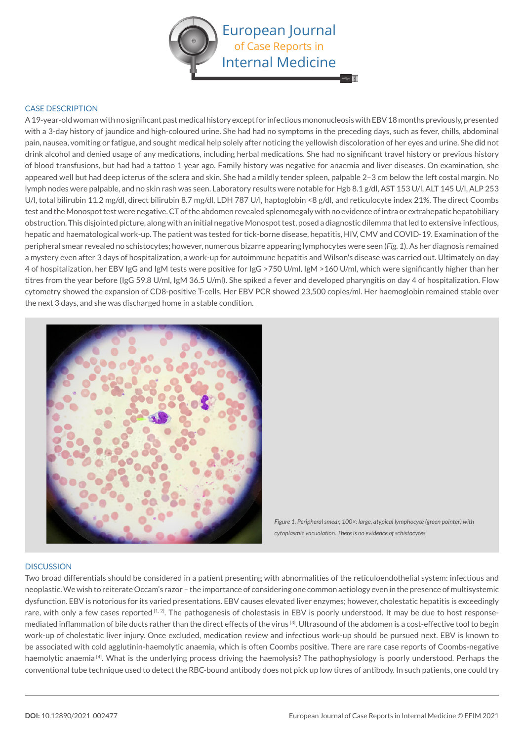## CASE DESCRIPTION

A 19-year-old woman with no significant past medical history except for infectious mononucleosis with EBV 18 months previously, presented with a 3-day history of jaundice and high-coloured urine. She had had no symptoms in the preceding days, such as fever, chills, abdominal pain, nausea, vomiting or fatigue, and sought medical help solely after noticing the yellowish discoloration of her eyes and urine. She did not drink alcohol and denied usage of any medications, including herbal medications. She had no significant travel history or previous history of blood transfusions, but had had a tattoo 1 year ago. Family history was negative for anaemia and liver diseases. On examination, she appeared well but had deep icterus of the sclera and skin. She had a mildly tender spleen, palpable 2–3 cm below the left costal margin. No lymph nodes were palpable, and no skin rash was seen. Laboratory results were notable for Hgb 8.1 g/dl, AST 153 U/l, ALT 145 U/l, ALP 253 U/l, total bilirubin 11.2 mg/dl, direct bilirubin 8.7 mg/dl, LDH 787 U/l, haptoglobin <8 g/dl, and reticulocyte index 21%. The direct Coombs test and the Monospot test were negative. CT of the abdomen revealed splenomegaly with no evidence of intra or extrahepatic hepatobiliary obstruction. This disjointed picture, along with an initial negative Monospot test, posed a diagnostic dilemma that led to extensive infectious, hepatic and haematological work-up. The patient was tested for tick-borne disease, hepatitis, HIV, CMV and COVID-19. Examination of the peripheral smear revealed no schistocytes; however, numerous bizarre appearing lymphocytes were seen (*Fig. 1*). As her diagnosis remained a mystery even after 3 days of hospitalization, a work-up for autoimmune hepatitis and Wilson's disease was carried out. Ultimately on day 4 of hospitalization, her EBV IgG and IgM tests were positive for IgG >750 U/ml, IgM >160 U/ml, which were significantly higher than her titres from the year before (IgG 59.8 U/ml, IgM 36.5 U/ml). She spiked a fever and developed pharyngitis on day 4 of hospitalization. Flow cytometry showed the expansion of CD8-positive T-cells. Her EBV PCR showed 23,500 copies/ml. Her haemoglobin remained stable over the next 3 days, and she was discharged home in a stable condition.

*Figure 1. Peripheral smear, 100×: large, atypical lymphocyte (green pointer) with cytoplasmic vacuolation. There is no evidence of schistocytes*

## DISCUSSION

Two broad differentials should be considered in a patient presenting with abnormalities of the reticuloendothelial system: infectious and neoplastic. We wish to reiterate Occam's razor – the importance of considering one common aetiology even in the presence of multisystemic dysfunction. EBV is notorious for its varied presentations. EBV causes elevated liver enzymes; however, cholestatic hepatitis is exceedingly rare, with only a few cases reported [1, 2]. The pathogenesis of cholestasis in EBV is poorly understood. It may be due to host response-mediated inflammation of bile ducts rather than the direct effects of the virus [3]. Ultrasound of the abdomen is a cost-effective tool to begin work-up of cholestatic liver injury. Once excluded, medication review and infectious work-up should be pursued next. EBV is known to be associated with cold agglutinin-haemolytic anaemia, which is often Coombs positive. There are rare case reports of Coombs-negative haemolytic anaemia [4]. What is the underlying process driving the haemolysis? The pathophysiology is poorly understood. Perhaps the conventional tube technique used to detect the RBC-bound antibody does not pick up low titres of antibody. In such patients, one could try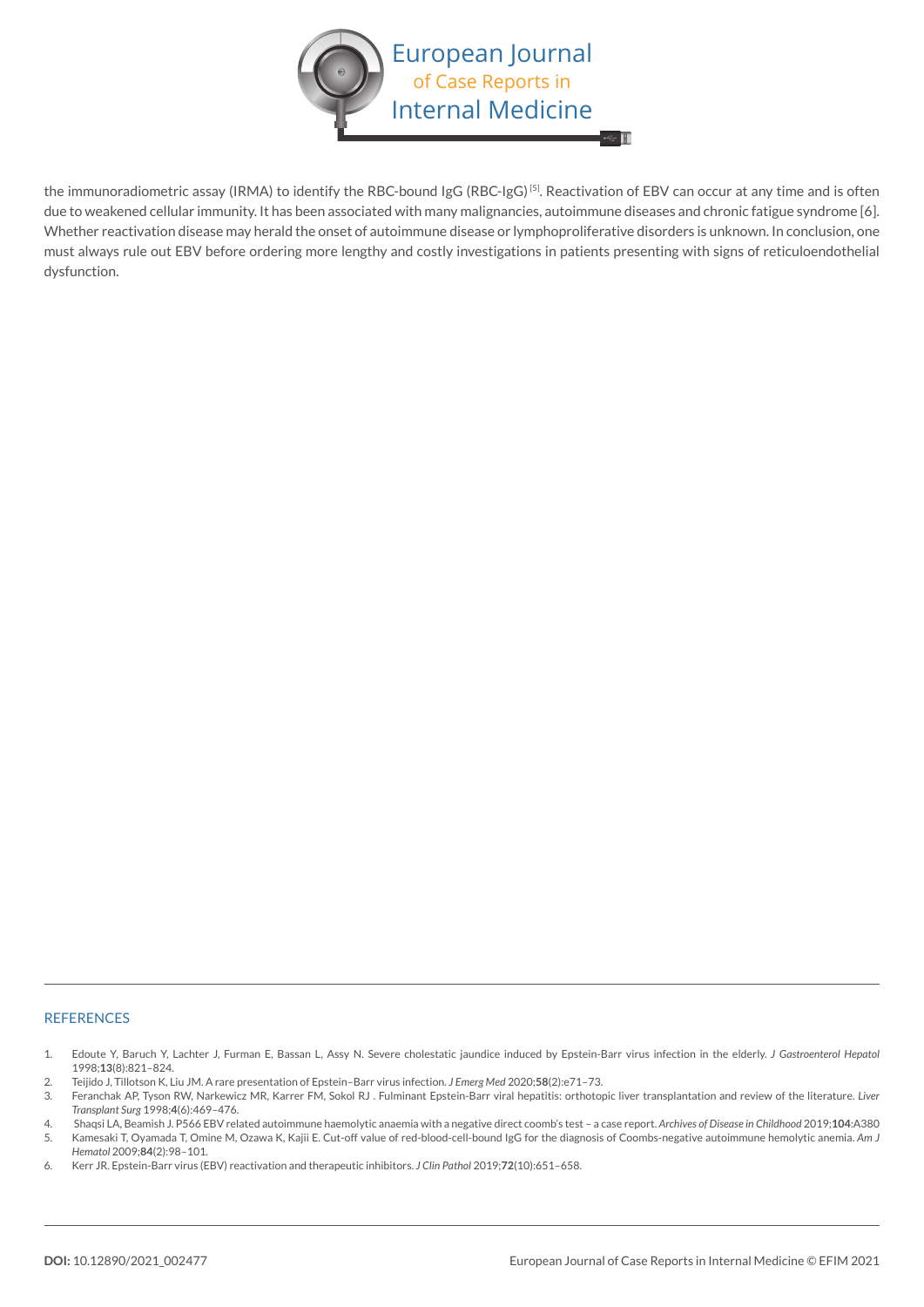the immunoradiometric assay (IRMA) to identify the RBC-bound IgG (RBC-IgG) [5]. Reactivation of EBV can occur at any time and is often due to weakened cellular immunity. It has been associated with many malignancies, autoimmune diseases and chronic fatigue syndrome [6]. Whether reactivation disease may herald the onset of autoimmune disease or lymphoproliferative disorders is unknown. In conclusion, one must always rule out EBV before ordering more lengthy and costly investigations in patients presenting with signs of reticuloendothelial dysfunction.

## REFERENCES

1. Edoute Y, Baruch Y, Lachter J, Furman E, Bassan L, Assy N. Severe cholestatic jaundice induced by Epstein-Barr virus infection in the elderly. *J Gastroenterol Hepatol* 1998;**13**(8):821–824.
2. Teijido J, Tillotson K, Liu JM. A rare presentation of Epstein–Barr virus infection. *J Emerg Med* 2020;**58**(2):e71–73.
3. Feranchak AP, Tyson RW, Narkewicz MR, Karrer FM, Sokol RJ . Fulminant Epstein-Barr viral hepatitis: orthotopic liver transplantation and review of the literature. *Liver Transplant Surg* 1998;**4**(6):469–476.
4. Shaqsi LA, Beamish J. P566 EBV related autoimmune haemolytic anaemia with a negative direct coomb's test – a case report. *Archives of Disease in Childhood* 2019;**104**:A380
5. Kamesaki T, Oyamada T, Omine M, Ozawa K, Kajii E. Cut-off value of red-blood-cell-bound IgG for the diagnosis of Coombs-negative autoimmune hemolytic anemia. *Am J Hematol* 2009;**84**(2):98–101.
6. Kerr JR. Epstein-Barr virus (EBV) reactivation and therapeutic inhibitors. *J Clin Pathol* 2019;**72**(10):651–658.